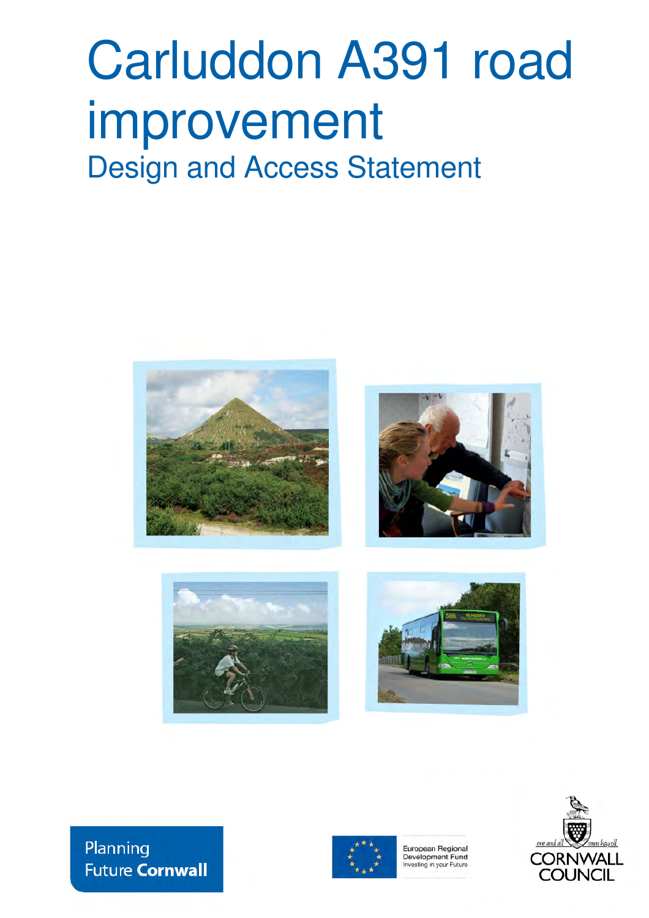# Carluddon A391 road improvement

## Design and Access Statement

Planning Future **Cornwall**

European Regional Development Fund
Investing in your Future

one and all — onen hag oll
CORNWALL COUNCIL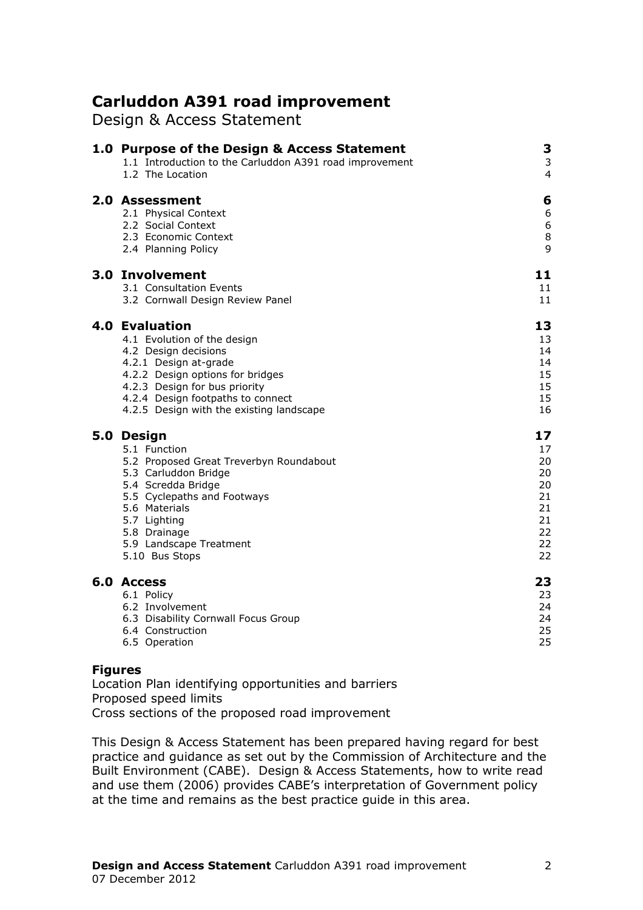# Carluddon A391 road improvement

Design & Access Statement

| | |
|---|---|
| **1.0 Purpose of the Design & Access Statement** | **3** |
| 1.1 Introduction to the Carluddon A391 road improvement | 3 |
| 1.2 The Location | 4 |
| **2.0 Assessment** | **6** |
| 2.1 Physical Context | 6 |
| 2.2 Social Context | 6 |
| 2.3 Economic Context | 8 |
| 2.4 Planning Policy | 9 |
| **3.0 Involvement** | **11** |
| 3.1 Consultation Events | 11 |
| 3.2 Cornwall Design Review Panel | 11 |
| **4.0 Evaluation** | **13** |
| 4.1 Evolution of the design | 13 |
| 4.2 Design decisions | 14 |
| 4.2.1 Design at-grade | 14 |
| 4.2.2 Design options for bridges | 15 |
| 4.2.3 Design for bus priority | 15 |
| 4.2.4 Design footpaths to connect | 15 |
| 4.2.5 Design with the existing landscape | 16 |
| **5.0 Design** | **17** |
| 5.1 Function | 17 |
| 5.2 Proposed Great Treverbyn Roundabout | 20 |
| 5.3 Carluddon Bridge | 20 |
| 5.4 Scredda Bridge | 20 |
| 5.5 Cyclepaths and Footways | 21 |
| 5.6 Materials | 21 |
| 5.7 Lighting | 21 |
| 5.8 Drainage | 22 |
| 5.9 Landscape Treatment | 22 |
| 5.10 Bus Stops | 22 |
| **6.0 Access** | **23** |
| 6.1 Policy | 23 |
| 6.2 Involvement | 24 |
| 6.3 Disability Cornwall Focus Group | 24 |
| 6.4 Construction | 25 |
| 6.5 Operation | 25 |

**Figures**

Location Plan identifying opportunities and barriers
Proposed speed limits
Cross sections of the proposed road improvement

This Design & Access Statement has been prepared having regard for best practice and guidance as set out by the Commission of Architecture and the Built Environment (CABE). Design & Access Statements, how to write read and use them (2006) provides CABE's interpretation of Government policy at the time and remains as the best practice guide in this area.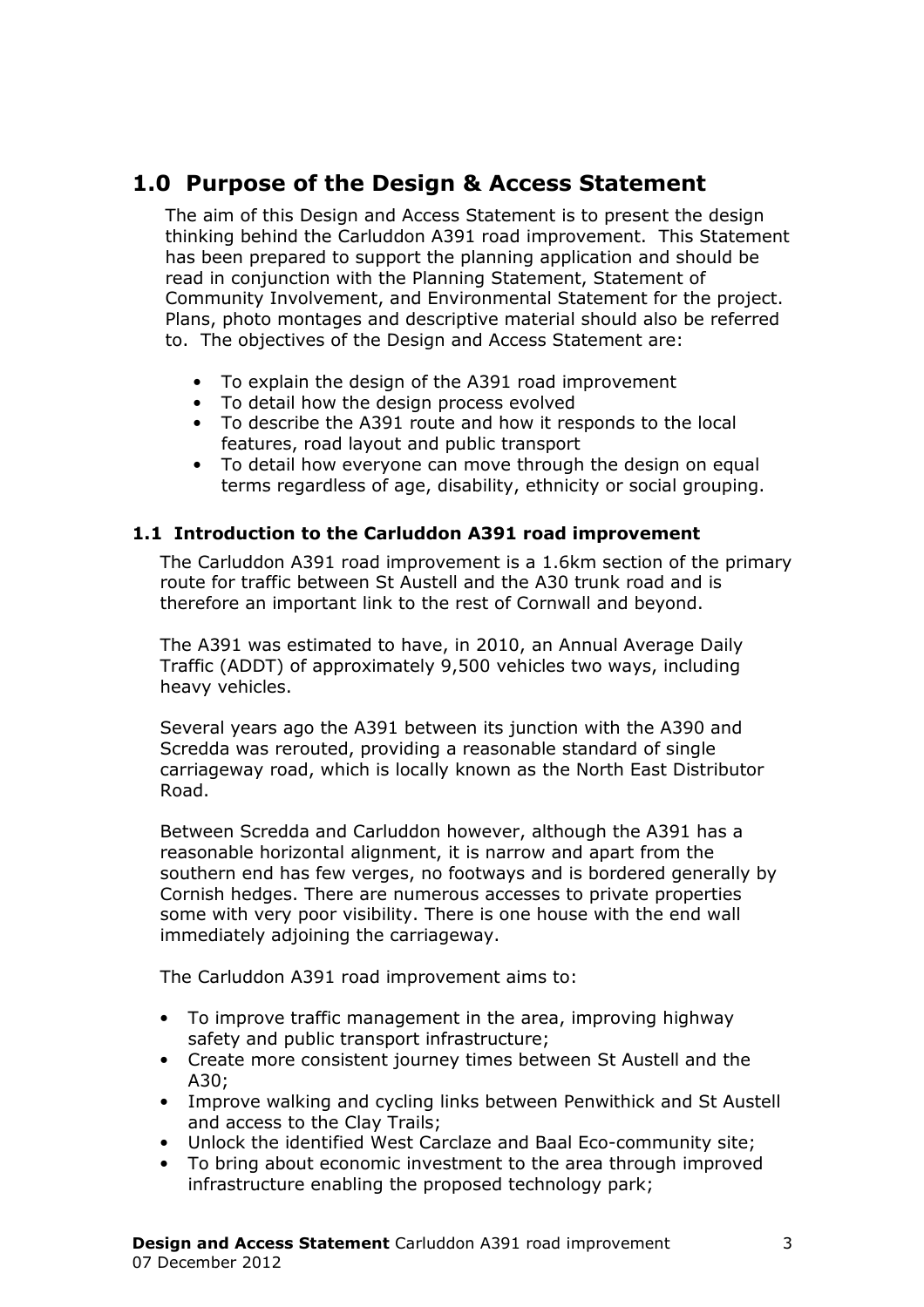## 1.0 Purpose of the Design & Access Statement

The aim of this Design and Access Statement is to present the design thinking behind the Carluddon A391 road improvement. This Statement has been prepared to support the planning application and should be read in conjunction with the Planning Statement, Statement of Community Involvement, and Environmental Statement for the project. Plans, photo montages and descriptive material should also be referred to. The objectives of the Design and Access Statement are:

- To explain the design of the A391 road improvement
- To detail how the design process evolved
- To describe the A391 route and how it responds to the local features, road layout and public transport
- To detail how everyone can move through the design on equal terms regardless of age, disability, ethnicity or social grouping.

### 1.1 Introduction to the Carluddon A391 road improvement

The Carluddon A391 road improvement is a 1.6km section of the primary route for traffic between St Austell and the A30 trunk road and is therefore an important link to the rest of Cornwall and beyond.

The A391 was estimated to have, in 2010, an Annual Average Daily Traffic (ADDT) of approximately 9,500 vehicles two ways, including heavy vehicles.

Several years ago the A391 between its junction with the A390 and Scredda was rerouted, providing a reasonable standard of single carriageway road, which is locally known as the North East Distributor Road.

Between Scredda and Carluddon however, although the A391 has a reasonable horizontal alignment, it is narrow and apart from the southern end has few verges, no footways and is bordered generally by Cornish hedges. There are numerous accesses to private properties some with very poor visibility. There is one house with the end wall immediately adjoining the carriageway.

The Carluddon A391 road improvement aims to:

- To improve traffic management in the area, improving highway safety and public transport infrastructure;
- Create more consistent journey times between St Austell and the A30;
- Improve walking and cycling links between Penwithick and St Austell and access to the Clay Trails;
- Unlock the identified West Carclaze and Baal Eco-community site;
- To bring about economic investment to the area through improved infrastructure enabling the proposed technology park;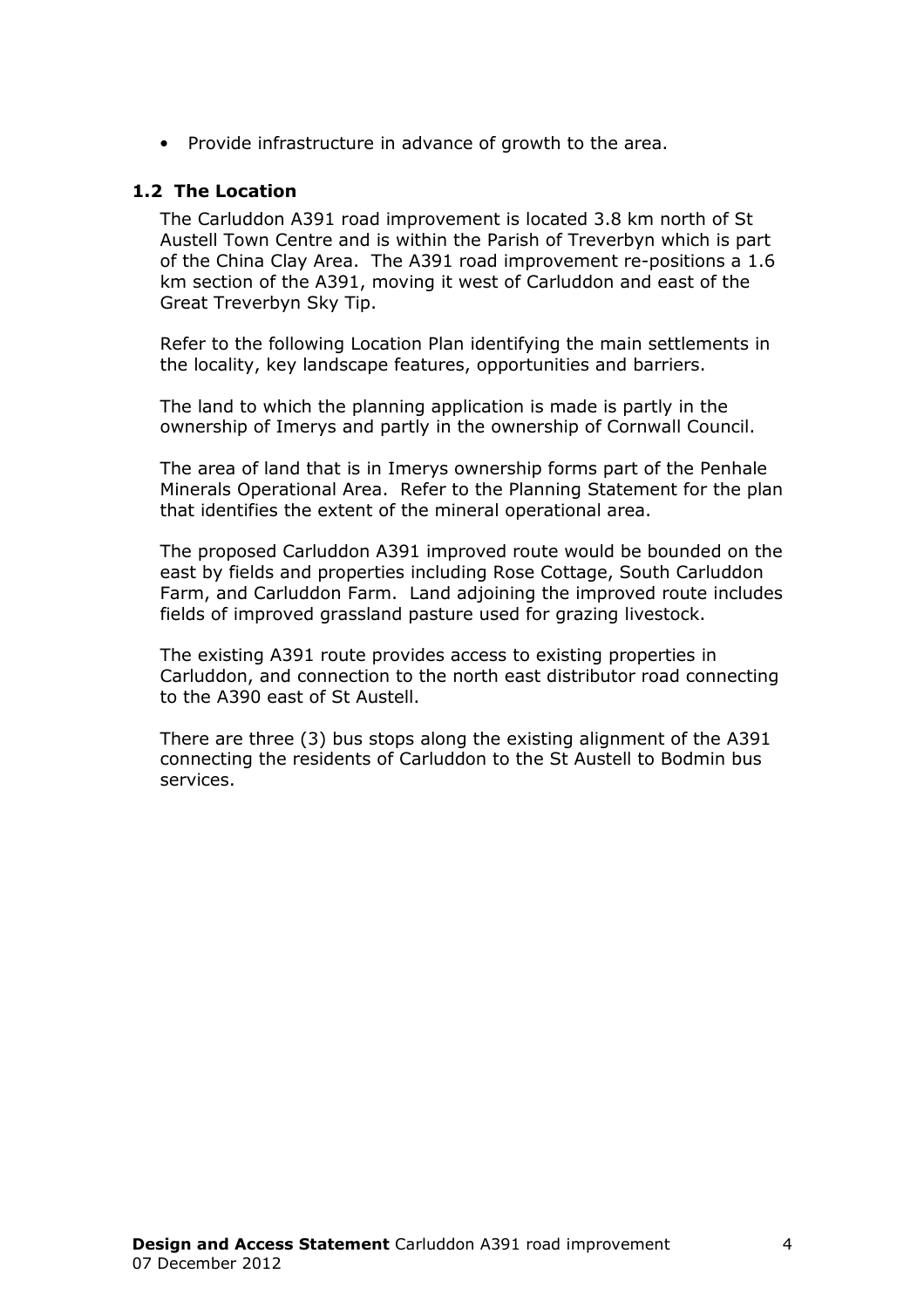- Provide infrastructure in advance of growth to the area.

## 1.2 The Location

The Carluddon A391 road improvement is located 3.8 km north of St Austell Town Centre and is within the Parish of Treverbyn which is part of the China Clay Area. The A391 road improvement re-positions a 1.6 km section of the A391, moving it west of Carluddon and east of the Great Treverbyn Sky Tip.

Refer to the following Location Plan identifying the main settlements in the locality, key landscape features, opportunities and barriers.

The land to which the planning application is made is partly in the ownership of Imerys and partly in the ownership of Cornwall Council.

The area of land that is in Imerys ownership forms part of the Penhale Minerals Operational Area. Refer to the Planning Statement for the plan that identifies the extent of the mineral operational area.

The proposed Carluddon A391 improved route would be bounded on the east by fields and properties including Rose Cottage, South Carluddon Farm, and Carluddon Farm. Land adjoining the improved route includes fields of improved grassland pasture used for grazing livestock.

The existing A391 route provides access to existing properties in Carluddon, and connection to the north east distributor road connecting to the A390 east of St Austell.

There are three (3) bus stops along the existing alignment of the A391 connecting the residents of Carluddon to the St Austell to Bodmin bus services.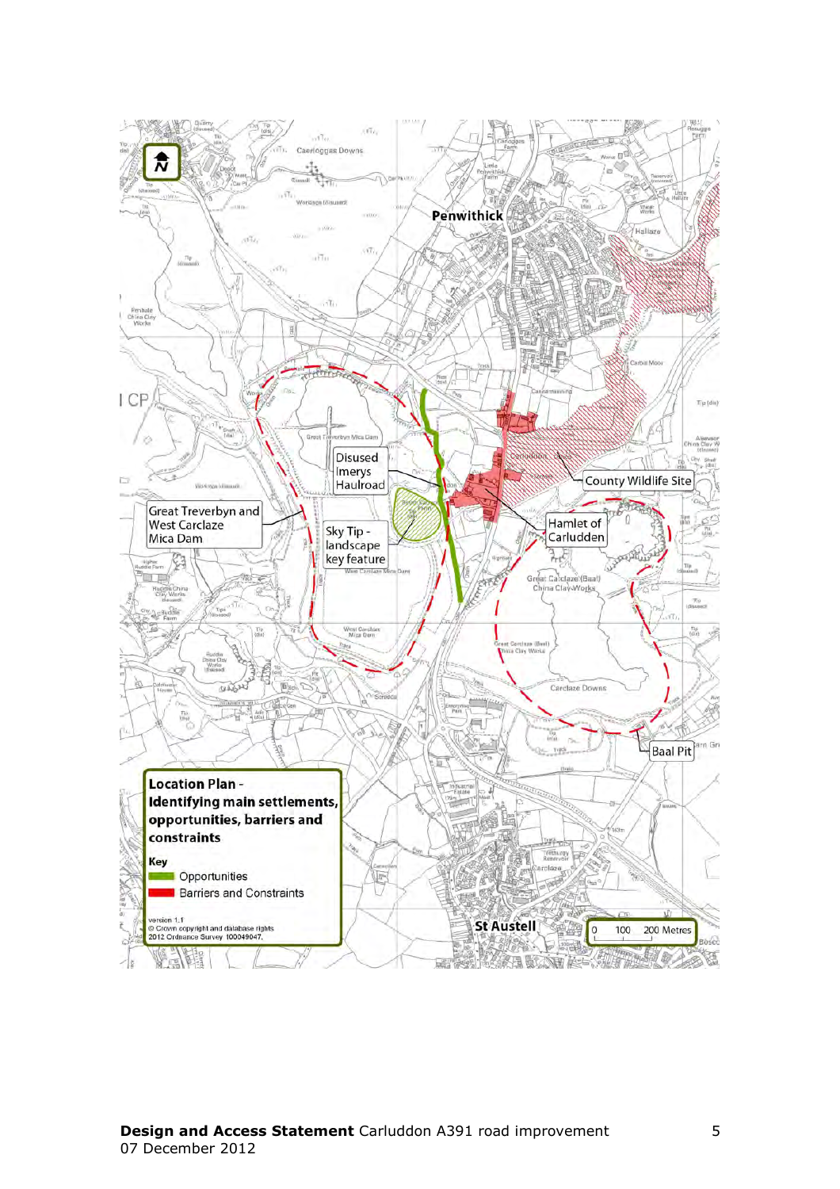Penwithick

Halloze

Disused Imerys Haulroad

Great Treverbyn and West Carclaze Mica Dam

Sky Tip - landscape key feature

County Wildlife Site

Hamlet of Carluddon

Baal Pit

St Austell

**Location Plan - Identifying main settlements, opportunities, barriers and constraints**

**Key**

Opportunities

Barriers and Constraints

version 1.1
© Crown copyright and database rights 2012 Ordnance Survey 100049047.

0 100 200 Metres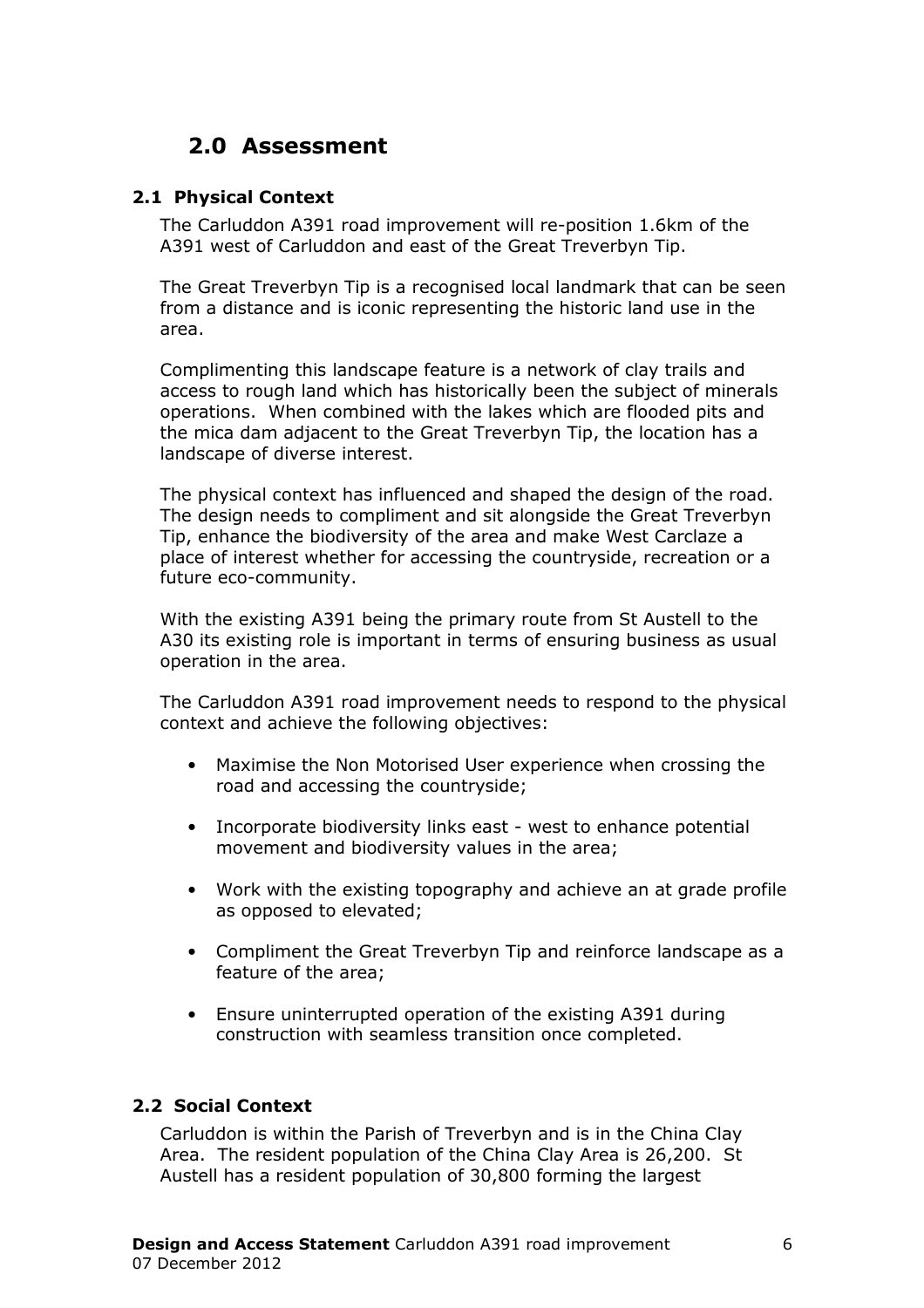# 2.0 Assessment

## 2.1 Physical Context

The Carluddon A391 road improvement will re-position 1.6km of the A391 west of Carluddon and east of the Great Treverbyn Tip.

The Great Treverbyn Tip is a recognised local landmark that can be seen from a distance and is iconic representing the historic land use in the area.

Complimenting this landscape feature is a network of clay trails and access to rough land which has historically been the subject of minerals operations. When combined with the lakes which are flooded pits and the mica dam adjacent to the Great Treverbyn Tip, the location has a landscape of diverse interest.

The physical context has influenced and shaped the design of the road. The design needs to compliment and sit alongside the Great Treverbyn Tip, enhance the biodiversity of the area and make West Carclaze a place of interest whether for accessing the countryside, recreation or a future eco-community.

With the existing A391 being the primary route from St Austell to the A30 its existing role is important in terms of ensuring business as usual operation in the area.

The Carluddon A391 road improvement needs to respond to the physical context and achieve the following objectives:

- Maximise the Non Motorised User experience when crossing the road and accessing the countryside;
- Incorporate biodiversity links east - west to enhance potential movement and biodiversity values in the area;
- Work with the existing topography and achieve an at grade profile as opposed to elevated;
- Compliment the Great Treverbyn Tip and reinforce landscape as a feature of the area;
- Ensure uninterrupted operation of the existing A391 during construction with seamless transition once completed.

## 2.2 Social Context

Carluddon is within the Parish of Treverbyn and is in the China Clay Area. The resident population of the China Clay Area is 26,200. St Austell has a resident population of 30,800 forming the largest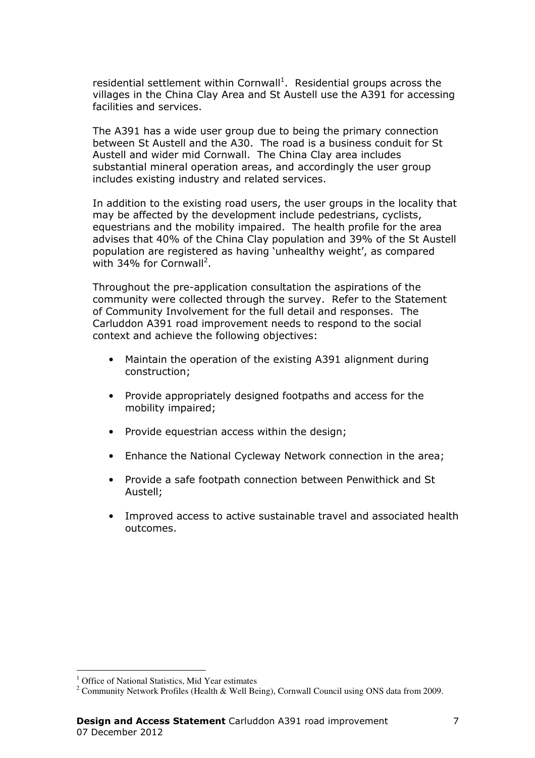residential settlement within Cornwall[1]. Residential groups across the villages in the China Clay Area and St Austell use the A391 for accessing facilities and services.

The A391 has a wide user group due to being the primary connection between St Austell and the A30. The road is a business conduit for St Austell and wider mid Cornwall. The China Clay area includes substantial mineral operation areas, and accordingly the user group includes existing industry and related services.

In addition to the existing road users, the user groups in the locality that may be affected by the development include pedestrians, cyclists, equestrians and the mobility impaired. The health profile for the area advises that 40% of the China Clay population and 39% of the St Austell population are registered as having 'unhealthy weight', as compared with 34% for Cornwall[2].

Throughout the pre-application consultation the aspirations of the community were collected through the survey. Refer to the Statement of Community Involvement for the full detail and responses. The Carluddon A391 road improvement needs to respond to the social context and achieve the following objectives:

- Maintain the operation of the existing A391 alignment during construction;
- Provide appropriately designed footpaths and access for the mobility impaired;
- Provide equestrian access within the design;
- Enhance the National Cycleway Network connection in the area;
- Provide a safe footpath connection between Penwithick and St Austell;
- Improved access to active sustainable travel and associated health outcomes.

[1] Office of National Statistics, Mid Year estimates

[2] Community Network Profiles (Health & Well Being), Cornwall Council using ONS data from 2009.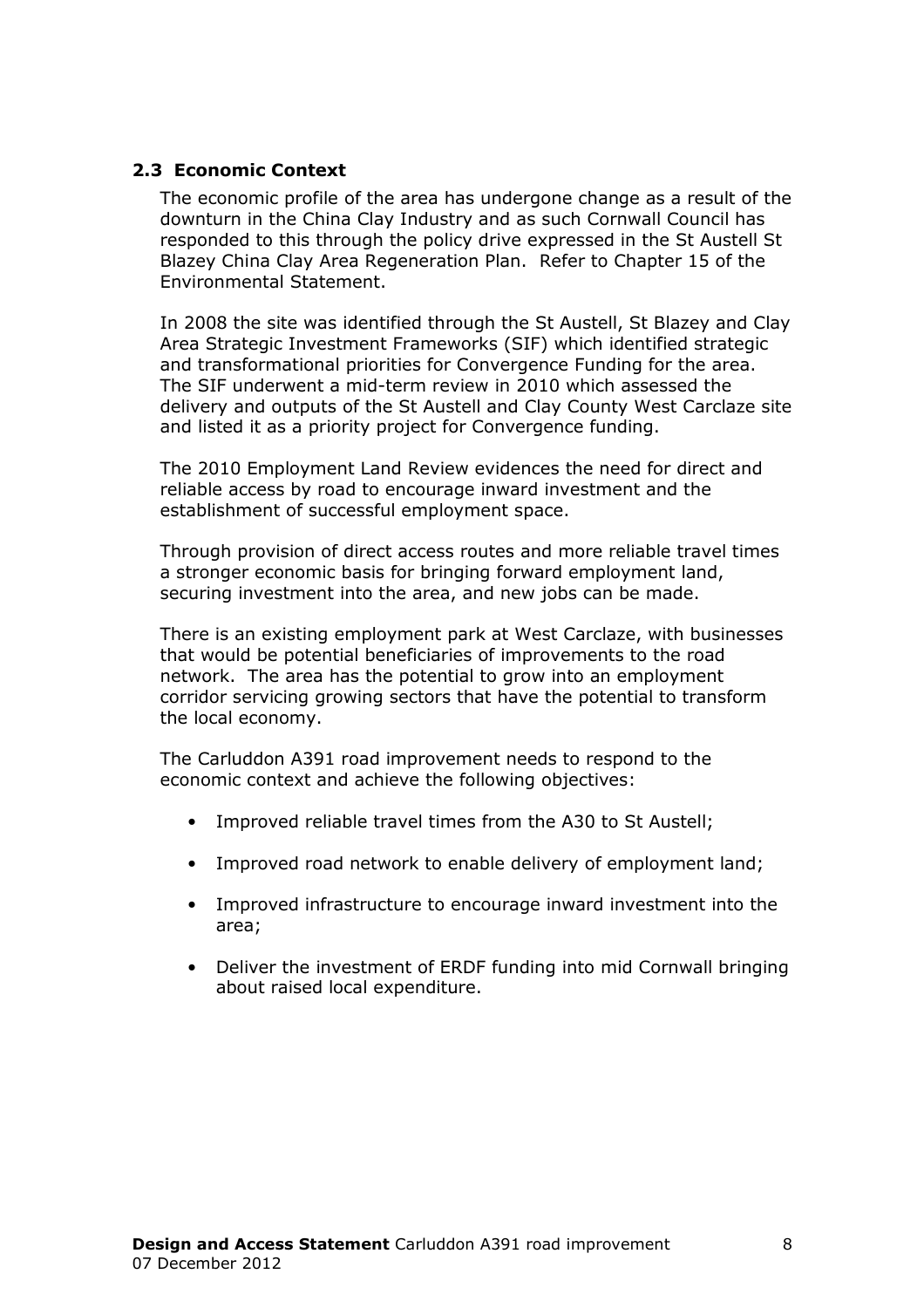### 2.3 Economic Context

The economic profile of the area has undergone change as a result of the downturn in the China Clay Industry and as such Cornwall Council has responded to this through the policy drive expressed in the St Austell St Blazey China Clay Area Regeneration Plan. Refer to Chapter 15 of the Environmental Statement.

In 2008 the site was identified through the St Austell, St Blazey and Clay Area Strategic Investment Frameworks (SIF) which identified strategic and transformational priorities for Convergence Funding for the area. The SIF underwent a mid-term review in 2010 which assessed the delivery and outputs of the St Austell and Clay County West Carclaze site and listed it as a priority project for Convergence funding.

The 2010 Employment Land Review evidences the need for direct and reliable access by road to encourage inward investment and the establishment of successful employment space.

Through provision of direct access routes and more reliable travel times a stronger economic basis for bringing forward employment land, securing investment into the area, and new jobs can be made.

There is an existing employment park at West Carclaze, with businesses that would be potential beneficiaries of improvements to the road network. The area has the potential to grow into an employment corridor servicing growing sectors that have the potential to transform the local economy.

The Carluddon A391 road improvement needs to respond to the economic context and achieve the following objectives:

- Improved reliable travel times from the A30 to St Austell;
- Improved road network to enable delivery of employment land;
- Improved infrastructure to encourage inward investment into the area;
- Deliver the investment of ERDF funding into mid Cornwall bringing about raised local expenditure.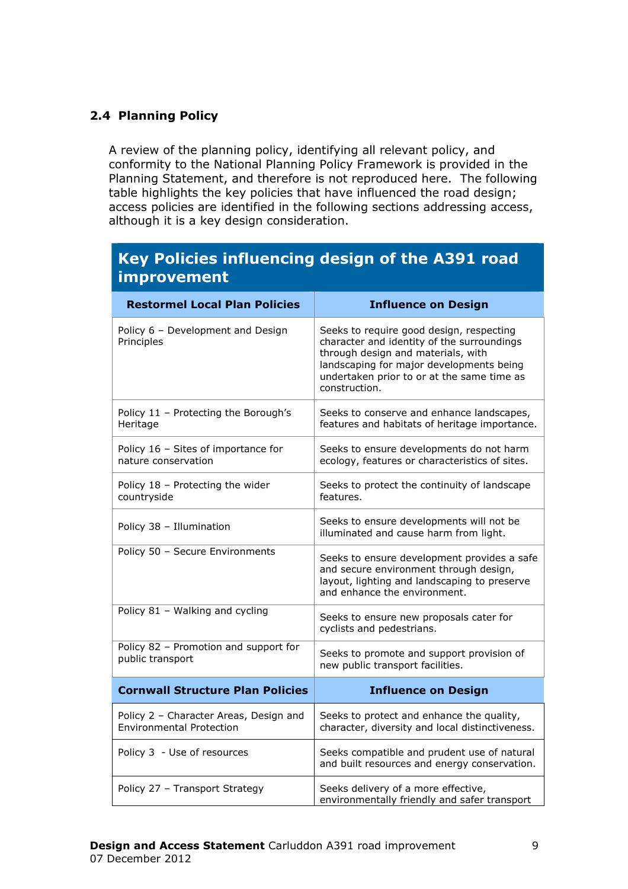## 2.4 Planning Policy

A review of the planning policy, identifying all relevant policy, and conformity to the National Planning Policy Framework is provided in the Planning Statement, and therefore is not reproduced here. The following table highlights the key policies that have influenced the road design; access policies are identified in the following sections addressing access, although it is a key design consideration.

| **Key Policies influencing design of the A391 road improvement** | |
|---|---|
| **Restormel Local Plan Policies** | **Influence on Design** |
| Policy 6 – Development and Design Principles | Seeks to require good design, respecting character and identity of the surroundings through design and materials, with landscaping for major developments being undertaken prior to or at the same time as construction. |
| Policy 11 – Protecting the Borough's Heritage | Seeks to conserve and enhance landscapes, features and habitats of heritage importance. |
| Policy 16 – Sites of importance for nature conservation | Seeks to ensure developments do not harm ecology, features or characteristics of sites. |
| Policy 18 – Protecting the wider countryside | Seeks to protect the continuity of landscape features. |
| Policy 38 – Illumination | Seeks to ensure developments will not be illuminated and cause harm from light. |
| Policy 50 – Secure Environments | Seeks to ensure development provides a safe and secure environment through design, layout, lighting and landscaping to preserve and enhance the environment. |
| Policy 81 – Walking and cycling | Seeks to ensure new proposals cater for cyclists and pedestrians. |
| Policy 82 – Promotion and support for public transport | Seeks to promote and support provision of new public transport facilities. |
| **Cornwall Structure Plan Policies** | **Influence on Design** |
| Policy 2 – Character Areas, Design and Environmental Protection | Seeks to protect and enhance the quality, character, diversity and local distinctiveness. |
| Policy 3 - Use of resources | Seeks compatible and prudent use of natural and built resources and energy conservation. |
| Policy 27 – Transport Strategy | Seeks delivery of a more effective, environmentally friendly and safer transport |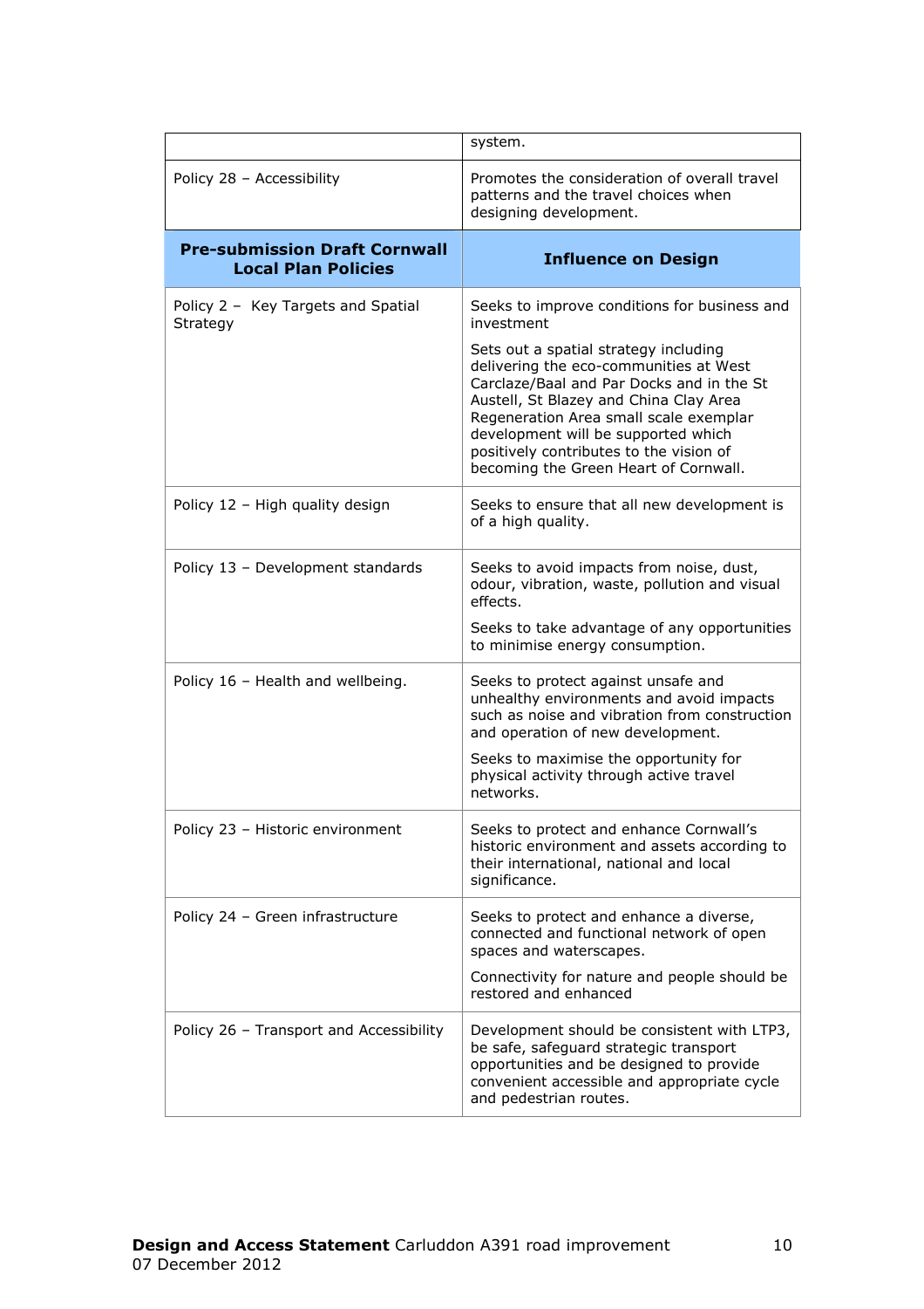| | |
|---|---|
| | system. |
| Policy 28 – Accessibility | Promotes the consideration of overall travel patterns and the travel choices when designing development. |
| **Pre-submission Draft Cornwall Local Plan Policies** | **Influence on Design** |
| Policy 2 – Key Targets and Spatial Strategy | Seeks to improve conditions for business and investment<br><br>Sets out a spatial strategy including delivering the eco-communities at West Carclaze/Baal and Par Docks and in the St Austell, St Blazey and China Clay Area Regeneration Area small scale exemplar development will be supported which positively contributes to the vision of becoming the Green Heart of Cornwall. |
| Policy 12 – High quality design | Seeks to ensure that all new development is of a high quality. |
| Policy 13 – Development standards | Seeks to avoid impacts from noise, dust, odour, vibration, waste, pollution and visual effects.<br><br>Seeks to take advantage of any opportunities to minimise energy consumption. |
| Policy 16 – Health and wellbeing. | Seeks to protect against unsafe and unhealthy environments and avoid impacts such as noise and vibration from construction and operation of new development.<br><br>Seeks to maximise the opportunity for physical activity through active travel networks. |
| Policy 23 – Historic environment | Seeks to protect and enhance Cornwall's historic environment and assets according to their international, national and local significance. |
| Policy 24 – Green infrastructure | Seeks to protect and enhance a diverse, connected and functional network of open spaces and waterscapes.<br><br>Connectivity for nature and people should be restored and enhanced |
| Policy 26 – Transport and Accessibility | Development should be consistent with LTP3, be safe, safeguard strategic transport opportunities and be designed to provide convenient accessible and appropriate cycle and pedestrian routes. |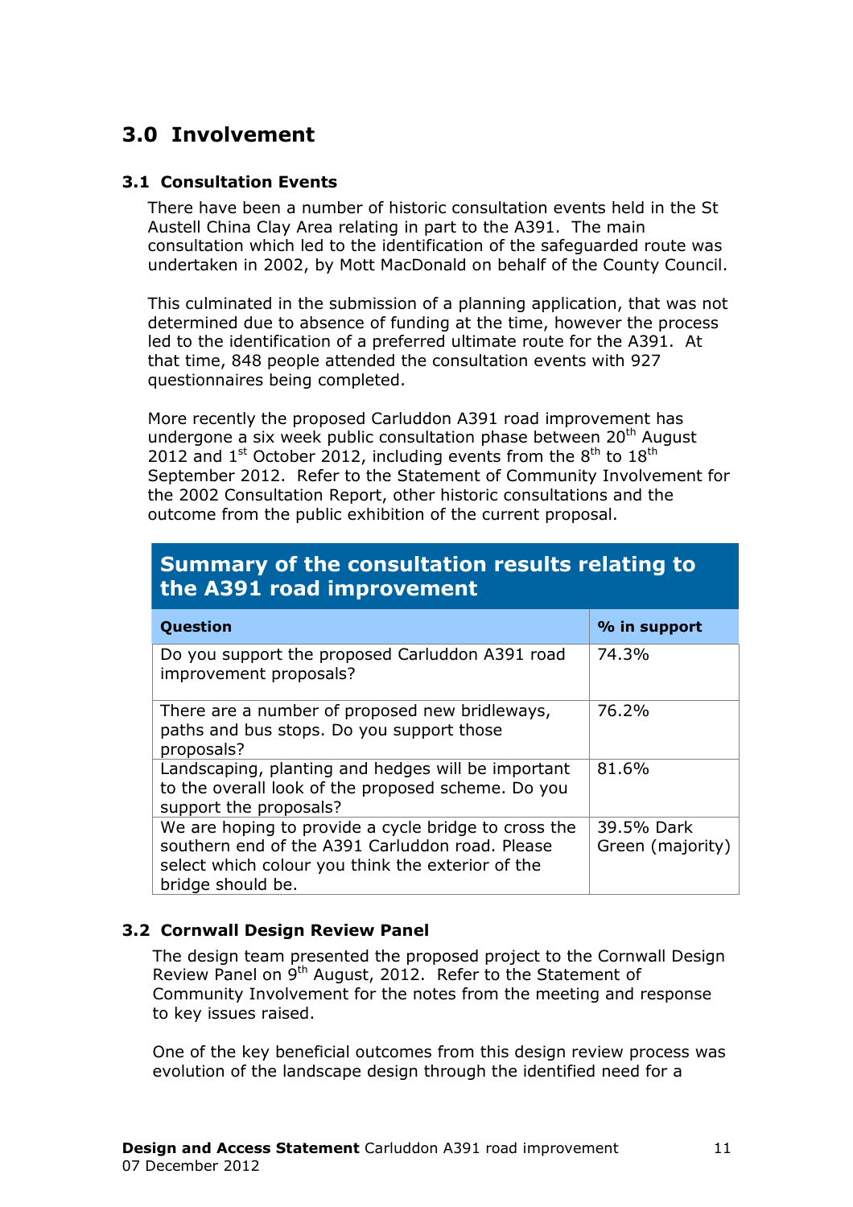## 3.0 Involvement

### 3.1 Consultation Events

There have been a number of historic consultation events held in the St Austell China Clay Area relating in part to the A391. The main consultation which led to the identification of the safeguarded route was undertaken in 2002, by Mott MacDonald on behalf of the County Council.

This culminated in the submission of a planning application, that was not determined due to absence of funding at the time, however the process led to the identification of a preferred ultimate route for the A391. At that time, 848 people attended the consultation events with 927 questionnaires being completed.

More recently the proposed Carluddon A391 road improvement has undergone a six week public consultation phase between 20th August 2012 and 1st October 2012, including events from the 8th to 18th September 2012. Refer to the Statement of Community Involvement for the 2002 Consultation Report, other historic consultations and the outcome from the public exhibition of the current proposal.

**Summary of the consultation results relating to the A391 road improvement**

| Question | % in support |
| --- | --- |
| Do you support the proposed Carluddon A391 road improvement proposals? | 74.3% |
| There are a number of proposed new bridleways, paths and bus stops. Do you support those proposals? | 76.2% |
| Landscaping, planting and hedges will be important to the overall look of the proposed scheme. Do you support the proposals? | 81.6% |
| We are hoping to provide a cycle bridge to cross the southern end of the A391 Carluddon road. Please select which colour you think the exterior of the bridge should be. | 39.5% Dark Green (majority) |

### 3.2 Cornwall Design Review Panel

The design team presented the proposed project to the Cornwall Design Review Panel on 9th August, 2012. Refer to the Statement of Community Involvement for the notes from the meeting and response to key issues raised.

One of the key beneficial outcomes from this design review process was evolution of the landscape design through the identified need for a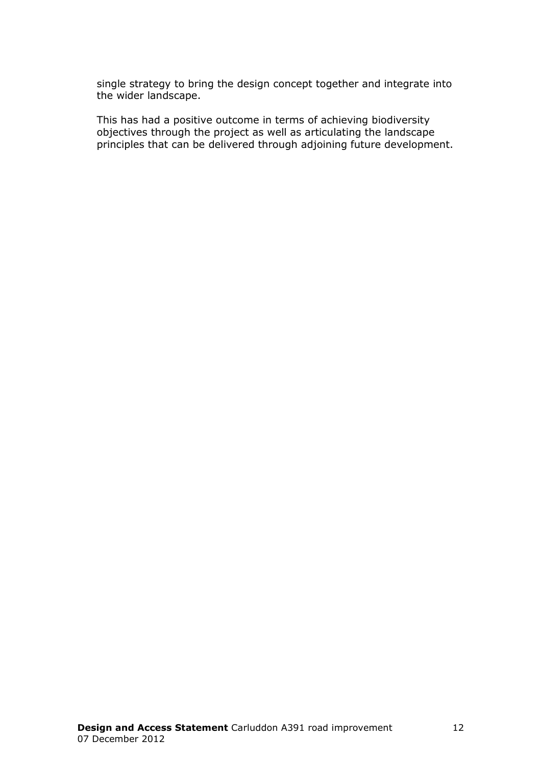single strategy to bring the design concept together and integrate into the wider landscape.

This has had a positive outcome in terms of achieving biodiversity objectives through the project as well as articulating the landscape principles that can be delivered through adjoining future development.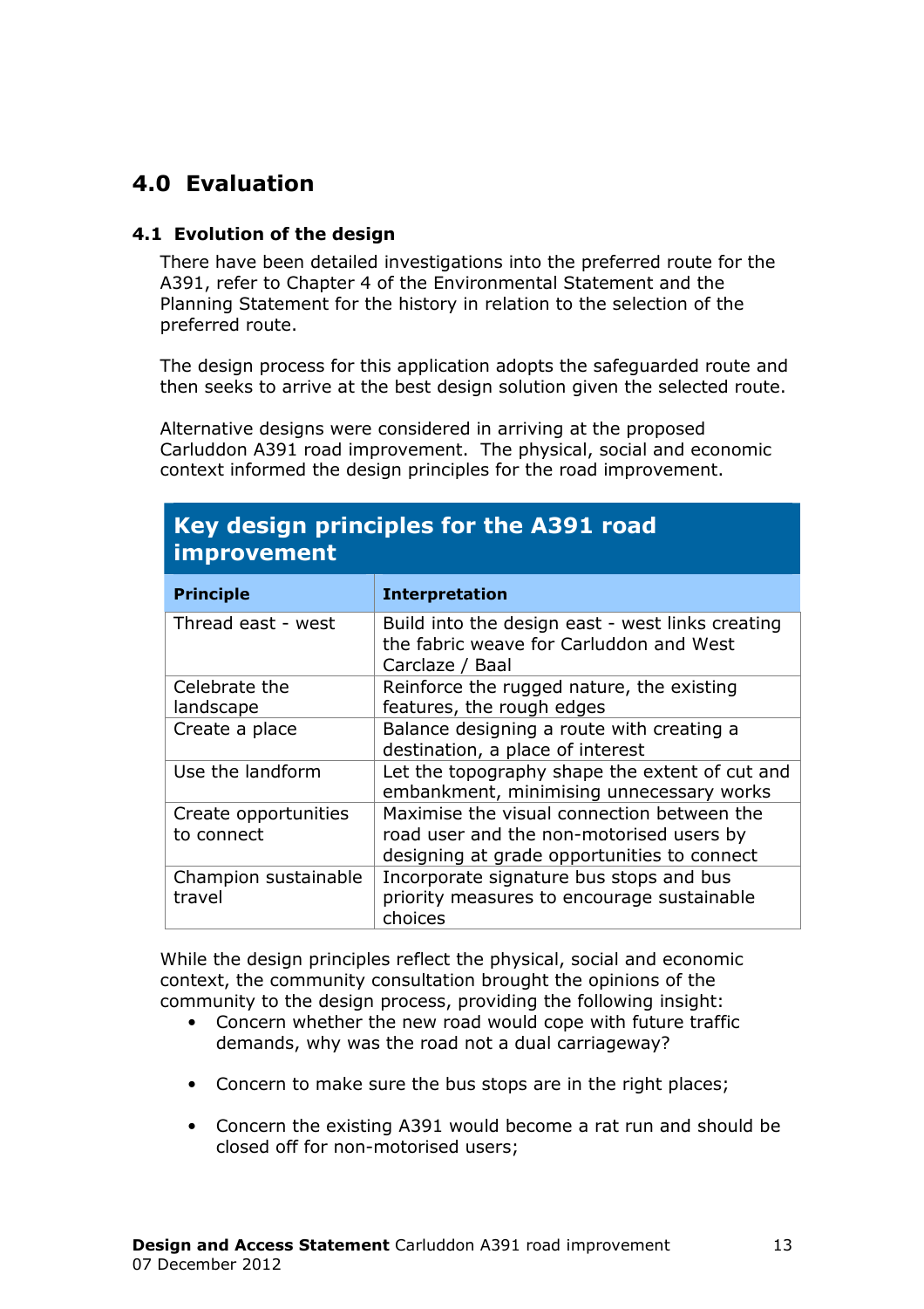# 4.0 Evaluation

## 4.1 Evolution of the design

There have been detailed investigations into the preferred route for the A391, refer to Chapter 4 of the Environmental Statement and the Planning Statement for the history in relation to the selection of the preferred route.

The design process for this application adopts the safeguarded route and then seeks to arrive at the best design solution given the selected route.

Alternative designs were considered in arriving at the proposed Carluddon A391 road improvement. The physical, social and economic context informed the design principles for the road improvement.

**Key design principles for the A391 road improvement**

| Principle | Interpretation |
|---|---|
| Thread east - west | Build into the design east - west links creating the fabric weave for Carluddon and West Carclaze / Baal |
| Celebrate the landscape | Reinforce the rugged nature, the existing features, the rough edges |
| Create a place | Balance designing a route with creating a destination, a place of interest |
| Use the landform | Let the topography shape the extent of cut and embankment, minimising unnecessary works |
| Create opportunities to connect | Maximise the visual connection between the road user and the non-motorised users by designing at grade opportunities to connect |
| Champion sustainable travel | Incorporate signature bus stops and bus priority measures to encourage sustainable choices |

While the design principles reflect the physical, social and economic context, the community consultation brought the opinions of the community to the design process, providing the following insight:

- Concern whether the new road would cope with future traffic demands, why was the road not a dual carriageway?
- Concern to make sure the bus stops are in the right places;
- Concern the existing A391 would become a rat run and should be closed off for non-motorised users;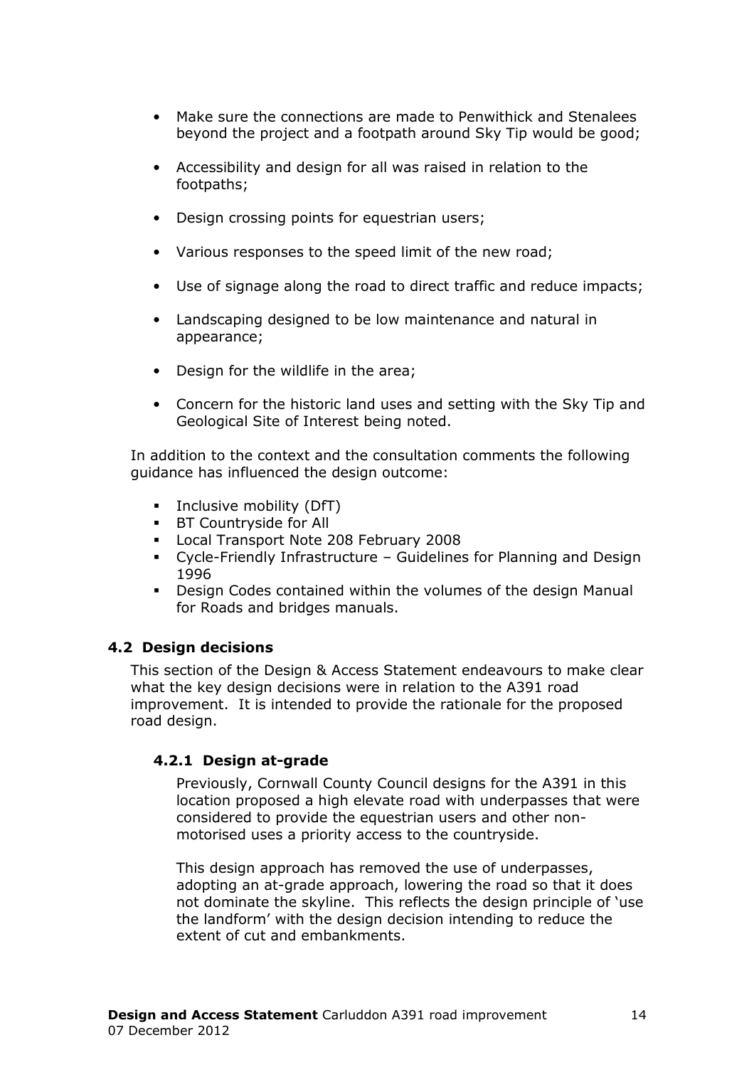- Make sure the connections are made to Penwithick and Stenalees beyond the project and a footpath around Sky Tip would be good;
- Accessibility and design for all was raised in relation to the footpaths;
- Design crossing points for equestrian users;
- Various responses to the speed limit of the new road;
- Use of signage along the road to direct traffic and reduce impacts;
- Landscaping designed to be low maintenance and natural in appearance;
- Design for the wildlife in the area;
- Concern for the historic land uses and setting with the Sky Tip and Geological Site of Interest being noted.

In addition to the context and the consultation comments the following guidance has influenced the design outcome:

- Inclusive mobility (DfT)
- BT Countryside for All
- Local Transport Note 208 February 2008
- Cycle-Friendly Infrastructure – Guidelines for Planning and Design 1996
- Design Codes contained within the volumes of the design Manual for Roads and bridges manuals.

### 4.2 Design decisions

This section of the Design & Access Statement endeavours to make clear what the key design decisions were in relation to the A391 road improvement. It is intended to provide the rationale for the proposed road design.

#### 4.2.1 Design at-grade

Previously, Cornwall County Council designs for the A391 in this location proposed a high elevate road with underpasses that were considered to provide the equestrian users and other non-motorised uses a priority access to the countryside.

This design approach has removed the use of underpasses, adopting an at-grade approach, lowering the road so that it does not dominate the skyline. This reflects the design principle of 'use the landform' with the design decision intending to reduce the extent of cut and embankments.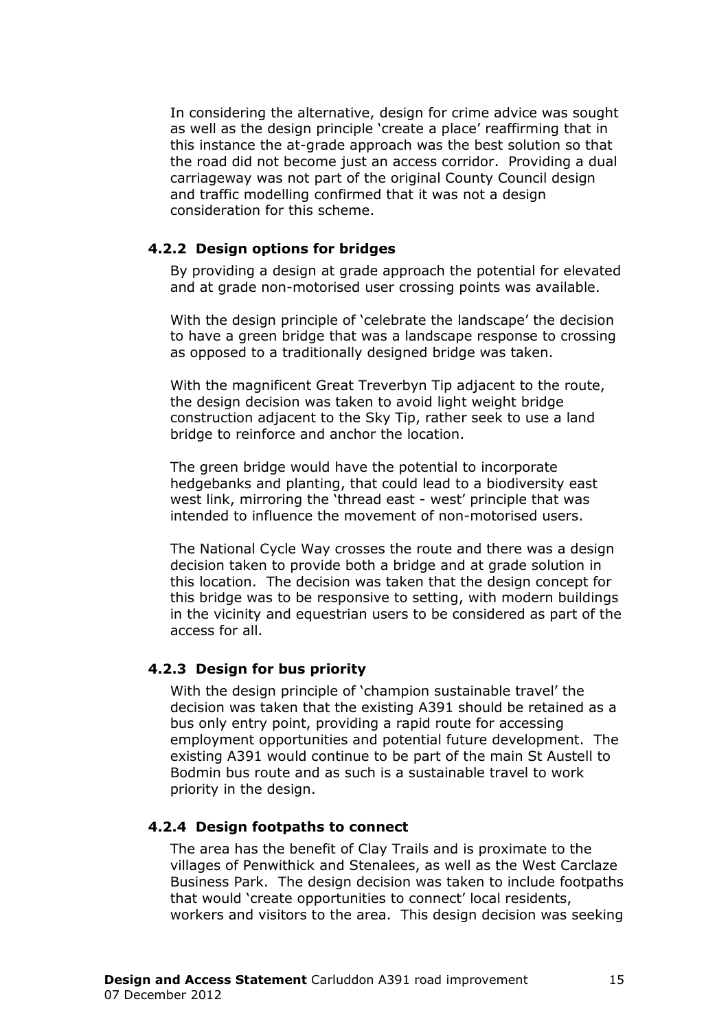In considering the alternative, design for crime advice was sought as well as the design principle 'create a place' reaffirming that in this instance the at-grade approach was the best solution so that the road did not become just an access corridor. Providing a dual carriageway was not part of the original County Council design and traffic modelling confirmed that it was not a design consideration for this scheme.

### 4.2.2 Design options for bridges

By providing a design at grade approach the potential for elevated and at grade non-motorised user crossing points was available.

With the design principle of 'celebrate the landscape' the decision to have a green bridge that was a landscape response to crossing as opposed to a traditionally designed bridge was taken.

With the magnificent Great Treverbyn Tip adjacent to the route, the design decision was taken to avoid light weight bridge construction adjacent to the Sky Tip, rather seek to use a land bridge to reinforce and anchor the location.

The green bridge would have the potential to incorporate hedgebanks and planting, that could lead to a biodiversity east west link, mirroring the 'thread east - west' principle that was intended to influence the movement of non-motorised users.

The National Cycle Way crosses the route and there was a design decision taken to provide both a bridge and at grade solution in this location. The decision was taken that the design concept for this bridge was to be responsive to setting, with modern buildings in the vicinity and equestrian users to be considered as part of the access for all.

### 4.2.3 Design for bus priority

With the design principle of 'champion sustainable travel' the decision was taken that the existing A391 should be retained as a bus only entry point, providing a rapid route for accessing employment opportunities and potential future development. The existing A391 would continue to be part of the main St Austell to Bodmin bus route and as such is a sustainable travel to work priority in the design.

### 4.2.4 Design footpaths to connect

The area has the benefit of Clay Trails and is proximate to the villages of Penwithick and Stenalees, as well as the West Carclaze Business Park. The design decision was taken to include footpaths that would 'create opportunities to connect' local residents, workers and visitors to the area. This design decision was seeking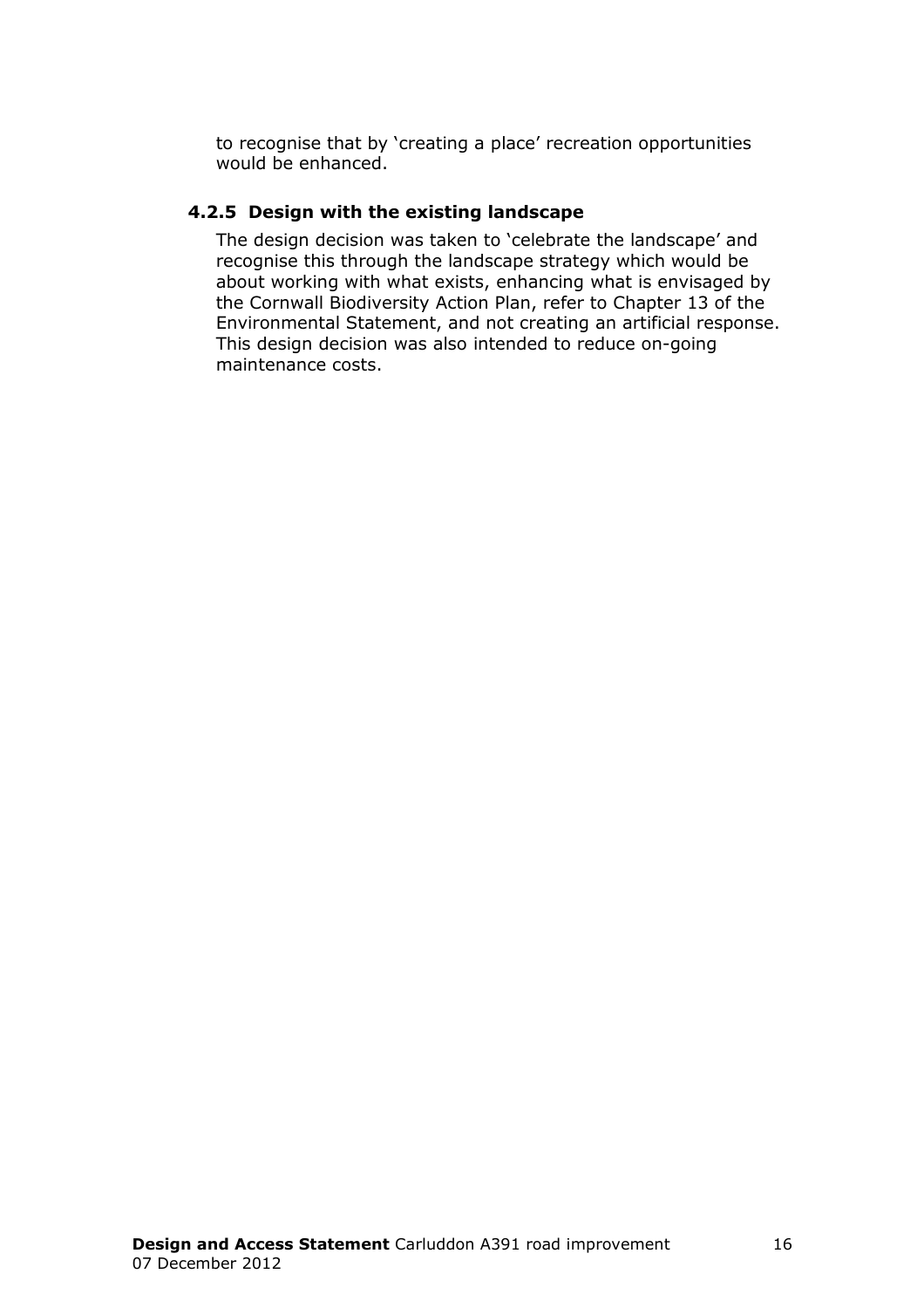to recognise that by 'creating a place' recreation opportunities would be enhanced.

### 4.2.5 Design with the existing landscape

The design decision was taken to 'celebrate the landscape' and recognise this through the landscape strategy which would be about working with what exists, enhancing what is envisaged by the Cornwall Biodiversity Action Plan, refer to Chapter 13 of the Environmental Statement, and not creating an artificial response. This design decision was also intended to reduce on-going maintenance costs.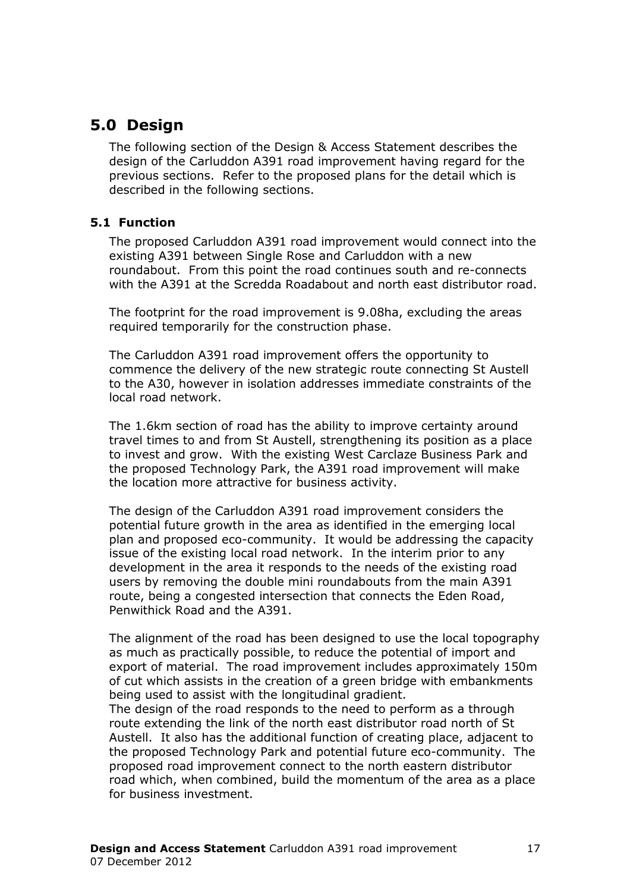## 5.0 Design

The following section of the Design & Access Statement describes the design of the Carluddon A391 road improvement having regard for the previous sections. Refer to the proposed plans for the detail which is described in the following sections.

### 5.1 Function

The proposed Carluddon A391 road improvement would connect into the existing A391 between Single Rose and Carluddon with a new roundabout. From this point the road continues south and re-connects with the A391 at the Scredda Roadabout and north east distributor road.

The footprint for the road improvement is 9.08ha, excluding the areas required temporarily for the construction phase.

The Carluddon A391 road improvement offers the opportunity to commence the delivery of the new strategic route connecting St Austell to the A30, however in isolation addresses immediate constraints of the local road network.

The 1.6km section of road has the ability to improve certainty around travel times to and from St Austell, strengthening its position as a place to invest and grow. With the existing West Carclaze Business Park and the proposed Technology Park, the A391 road improvement will make the location more attractive for business activity.

The design of the Carluddon A391 road improvement considers the potential future growth in the area as identified in the emerging local plan and proposed eco-community. It would be addressing the capacity issue of the existing local road network. In the interim prior to any development in the area it responds to the needs of the existing road users by removing the double mini roundabouts from the main A391 route, being a congested intersection that connects the Eden Road, Penwithick Road and the A391.

The alignment of the road has been designed to use the local topography as much as practically possible, to reduce the potential of import and export of material. The road improvement includes approximately 150m of cut which assists in the creation of a green bridge with embankments being used to assist with the longitudinal gradient.
The design of the road responds to the need to perform as a through route extending the link of the north east distributor road north of St Austell. It also has the additional function of creating place, adjacent to the proposed Technology Park and potential future eco-community. The proposed road improvement connect to the north eastern distributor road which, when combined, build the momentum of the area as a place for business investment.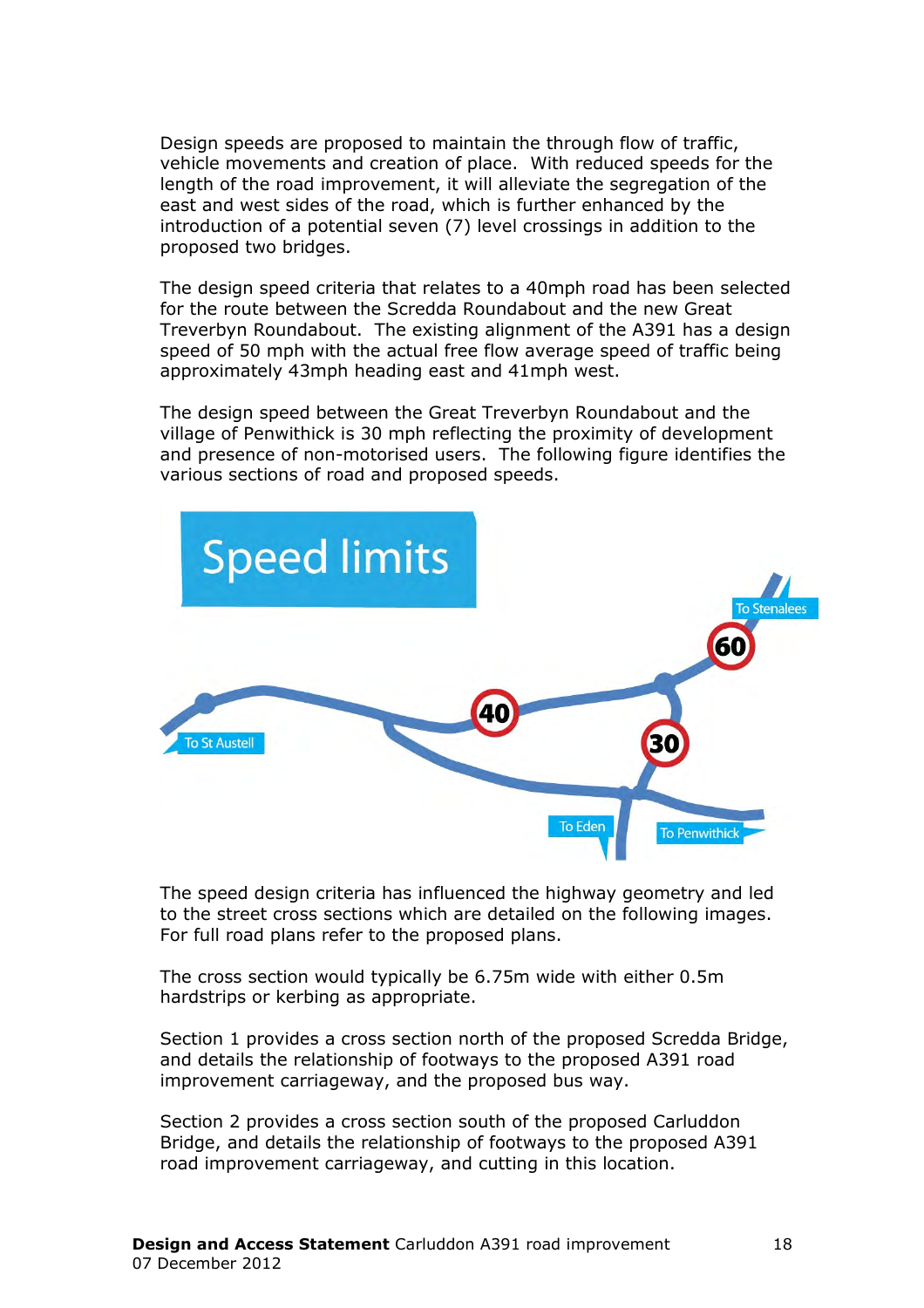Design speeds are proposed to maintain the through flow of traffic, vehicle movements and creation of place. With reduced speeds for the length of the road improvement, it will alleviate the segregation of the east and west sides of the road, which is further enhanced by the introduction of a potential seven (7) level crossings in addition to the proposed two bridges.

The design speed criteria that relates to a 40mph road has been selected for the route between the Scredda Roundabout and the new Great Treverbyn Roundabout. The existing alignment of the A391 has a design speed of 50 mph with the actual free flow average speed of traffic being approximately 43mph heading east and 41mph west.

The design speed between the Great Treverbyn Roundabout and the village of Penwithick is 30 mph reflecting the proximity of development and presence of non-motorised users. The following figure identifies the various sections of road and proposed speeds.

Speed limits

To Stenalees

60

40

30

To St Austell

To Eden

To Penwithick

The speed design criteria has influenced the highway geometry and led to the street cross sections which are detailed on the following images. For full road plans refer to the proposed plans.

The cross section would typically be 6.75m wide with either 0.5m hardstrips or kerbing as appropriate.

Section 1 provides a cross section north of the proposed Scredda Bridge, and details the relationship of footways to the proposed A391 road improvement carriageway, and the proposed bus way.

Section 2 provides a cross section south of the proposed Carluddon Bridge, and details the relationship of footways to the proposed A391 road improvement carriageway, and cutting in this location.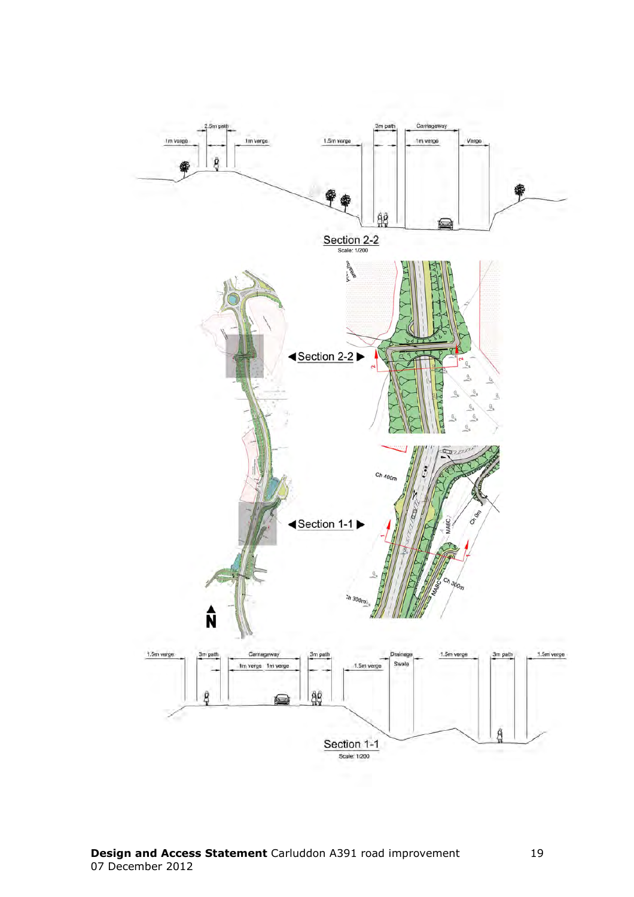2.5m path

1m verge | 1m verge

1.5m verge | 3m path | Carriageway | 1m verge | Verge

Section 2-2

Scale: 1/200

◀Section 2-2 ▶

◀Section 1-1 ▶

Ch 400m

Ch 0m

MABC

MABC Ch 300m

Ch 300m

N

1.5m verge | 3m path | Carriageway | 1m verge | 1m verge | 3m path | 1.5m verge | Drainage Swale | 1.5m verge | 3m path | 1.5m verge

Section 1-1

Scale: 1/200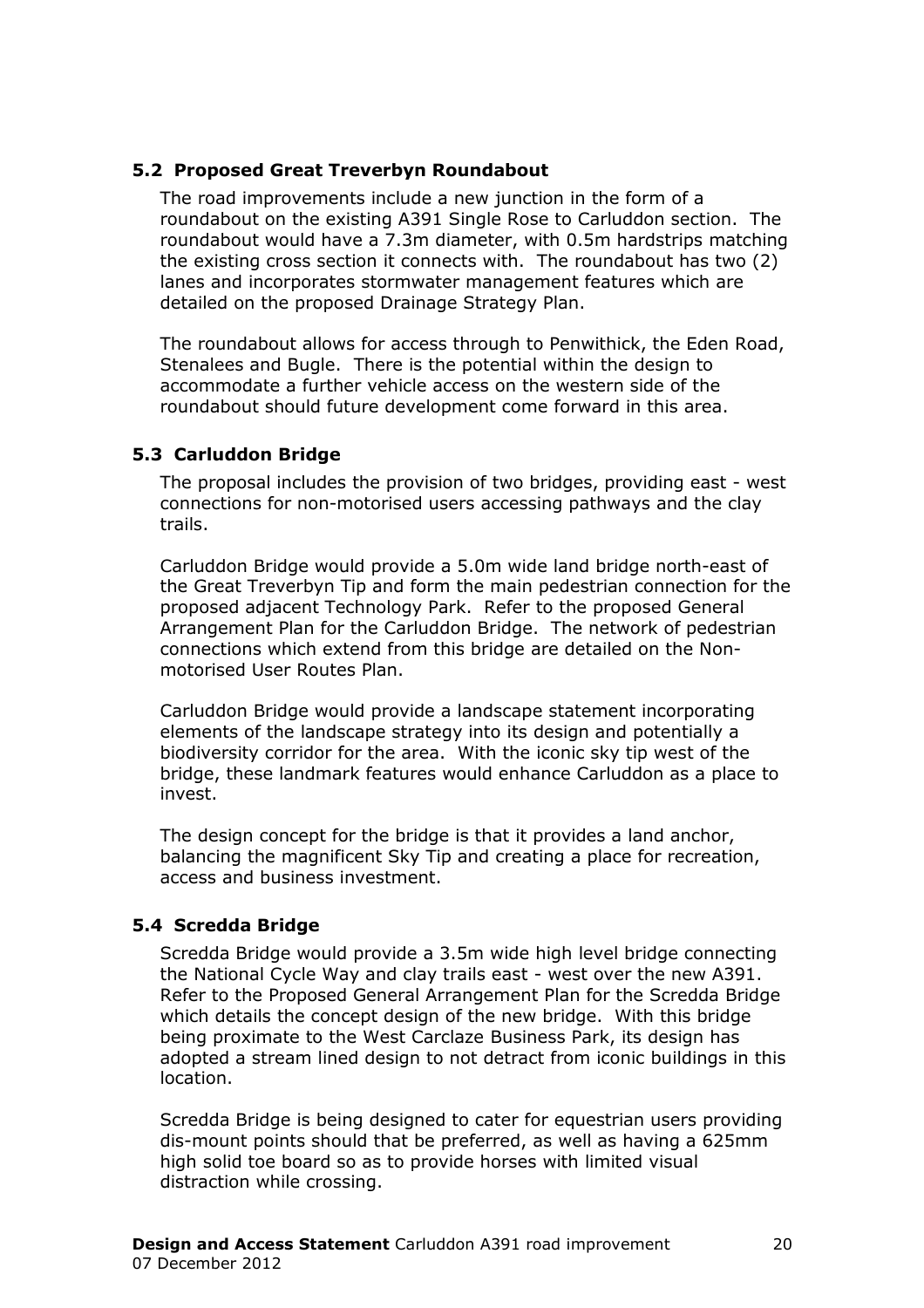### 5.2 Proposed Great Treverbyn Roundabout

The road improvements include a new junction in the form of a roundabout on the existing A391 Single Rose to Carluddon section. The roundabout would have a 7.3m diameter, with 0.5m hardstrips matching the existing cross section it connects with. The roundabout has two (2) lanes and incorporates stormwater management features which are detailed on the proposed Drainage Strategy Plan.

The roundabout allows for access through to Penwithick, the Eden Road, Stenalees and Bugle. There is the potential within the design to accommodate a further vehicle access on the western side of the roundabout should future development come forward in this area.

### 5.3 Carluddon Bridge

The proposal includes the provision of two bridges, providing east - west connections for non-motorised users accessing pathways and the clay trails.

Carluddon Bridge would provide a 5.0m wide land bridge north-east of the Great Treverbyn Tip and form the main pedestrian connection for the proposed adjacent Technology Park. Refer to the proposed General Arrangement Plan for the Carluddon Bridge. The network of pedestrian connections which extend from this bridge are detailed on the Non-motorised User Routes Plan.

Carluddon Bridge would provide a landscape statement incorporating elements of the landscape strategy into its design and potentially a biodiversity corridor for the area. With the iconic sky tip west of the bridge, these landmark features would enhance Carluddon as a place to invest.

The design concept for the bridge is that it provides a land anchor, balancing the magnificent Sky Tip and creating a place for recreation, access and business investment.

### 5.4 Scredda Bridge

Scredda Bridge would provide a 3.5m wide high level bridge connecting the National Cycle Way and clay trails east - west over the new A391. Refer to the Proposed General Arrangement Plan for the Scredda Bridge which details the concept design of the new bridge. With this bridge being proximate to the West Carclaze Business Park, its design has adopted a stream lined design to not detract from iconic buildings in this location.

Scredda Bridge is being designed to cater for equestrian users providing dis-mount points should that be preferred, as well as having a 625mm high solid toe board so as to provide horses with limited visual distraction while crossing.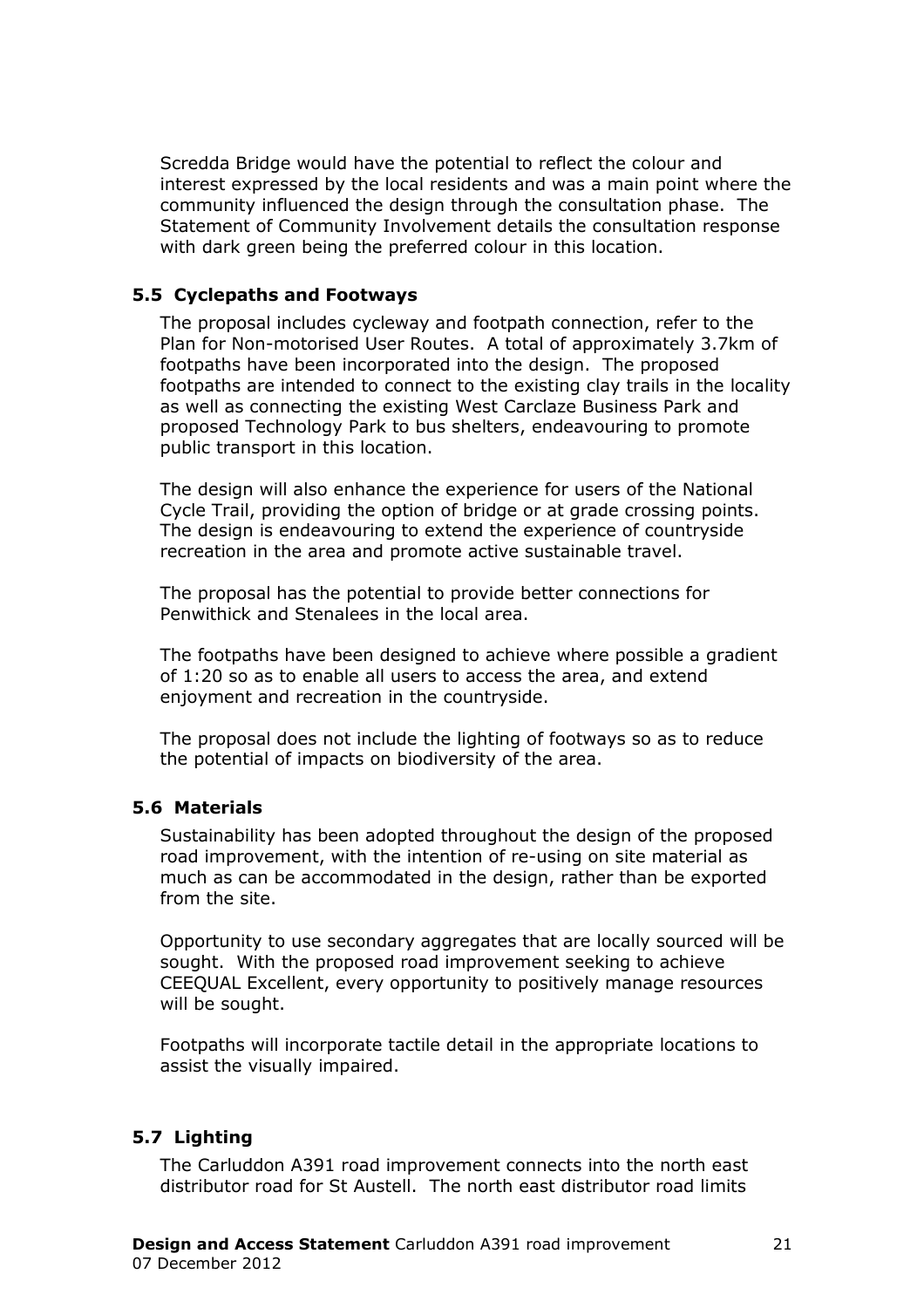Scredda Bridge would have the potential to reflect the colour and interest expressed by the local residents and was a main point where the community influenced the design through the consultation phase. The Statement of Community Involvement details the consultation response with dark green being the preferred colour in this location.

### 5.5 Cyclepaths and Footways

The proposal includes cycleway and footpath connection, refer to the Plan for Non-motorised User Routes. A total of approximately 3.7km of footpaths have been incorporated into the design. The proposed footpaths are intended to connect to the existing clay trails in the locality as well as connecting the existing West Carclaze Business Park and proposed Technology Park to bus shelters, endeavouring to promote public transport in this location.

The design will also enhance the experience for users of the National Cycle Trail, providing the option of bridge or at grade crossing points. The design is endeavouring to extend the experience of countryside recreation in the area and promote active sustainable travel.

The proposal has the potential to provide better connections for Penwithick and Stenalees in the local area.

The footpaths have been designed to achieve where possible a gradient of 1:20 so as to enable all users to access the area, and extend enjoyment and recreation in the countryside.

The proposal does not include the lighting of footways so as to reduce the potential of impacts on biodiversity of the area.

### 5.6 Materials

Sustainability has been adopted throughout the design of the proposed road improvement, with the intention of re-using on site material as much as can be accommodated in the design, rather than be exported from the site.

Opportunity to use secondary aggregates that are locally sourced will be sought. With the proposed road improvement seeking to achieve CEEQUAL Excellent, every opportunity to positively manage resources will be sought.

Footpaths will incorporate tactile detail in the appropriate locations to assist the visually impaired.

### 5.7 Lighting

The Carluddon A391 road improvement connects into the north east distributor road for St Austell. The north east distributor road limits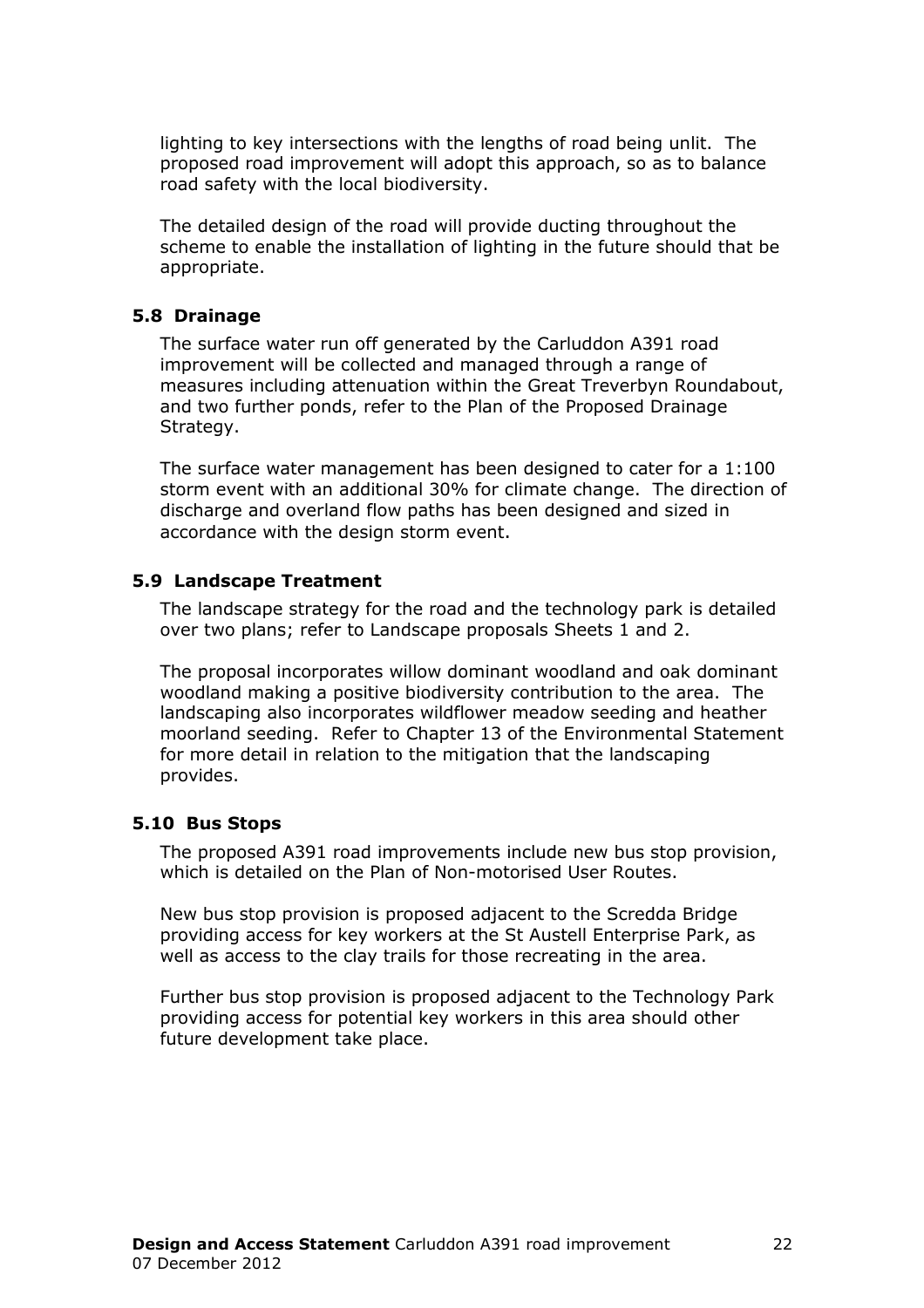lighting to key intersections with the lengths of road being unlit. The proposed road improvement will adopt this approach, so as to balance road safety with the local biodiversity.

The detailed design of the road will provide ducting throughout the scheme to enable the installation of lighting in the future should that be appropriate.

### 5.8 Drainage

The surface water run off generated by the Carluddon A391 road improvement will be collected and managed through a range of measures including attenuation within the Great Treverbyn Roundabout, and two further ponds, refer to the Plan of the Proposed Drainage Strategy.

The surface water management has been designed to cater for a 1:100 storm event with an additional 30% for climate change. The direction of discharge and overland flow paths has been designed and sized in accordance with the design storm event.

### 5.9 Landscape Treatment

The landscape strategy for the road and the technology park is detailed over two plans; refer to Landscape proposals Sheets 1 and 2.

The proposal incorporates willow dominant woodland and oak dominant woodland making a positive biodiversity contribution to the area. The landscaping also incorporates wildflower meadow seeding and heather moorland seeding. Refer to Chapter 13 of the Environmental Statement for more detail in relation to the mitigation that the landscaping provides.

### 5.10 Bus Stops

The proposed A391 road improvements include new bus stop provision, which is detailed on the Plan of Non-motorised User Routes.

New bus stop provision is proposed adjacent to the Scredda Bridge providing access for key workers at the St Austell Enterprise Park, as well as access to the clay trails for those recreating in the area.

Further bus stop provision is proposed adjacent to the Technology Park providing access for potential key workers in this area should other future development take place.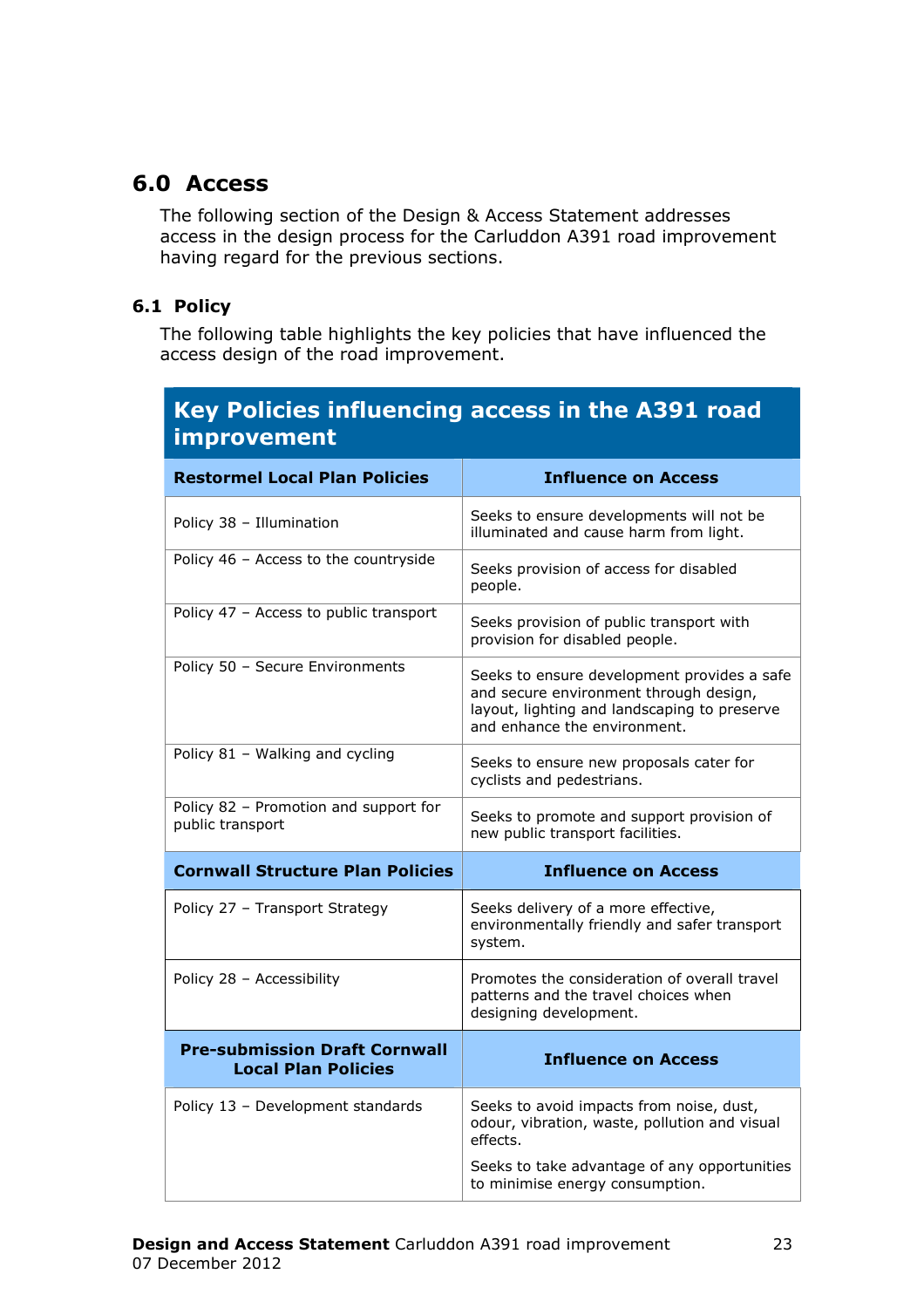## 6.0 Access

The following section of the Design & Access Statement addresses access in the design process for the Carluddon A391 road improvement having regard for the previous sections.

### 6.1 Policy

The following table highlights the key policies that have influenced the access design of the road improvement.

| **Key Policies influencing access in the A391 road improvement** | |
|---|---|
| **Restormel Local Plan Policies** | **Influence on Access** |
| Policy 38 – Illumination | Seeks to ensure developments will not be illuminated and cause harm from light. |
| Policy 46 – Access to the countryside | Seeks provision of access for disabled people. |
| Policy 47 – Access to public transport | Seeks provision of public transport with provision for disabled people. |
| Policy 50 – Secure Environments | Seeks to ensure development provides a safe and secure environment through design, layout, lighting and landscaping to preserve and enhance the environment. |
| Policy 81 – Walking and cycling | Seeks to ensure new proposals cater for cyclists and pedestrians. |
| Policy 82 – Promotion and support for public transport | Seeks to promote and support provision of new public transport facilities. |
| **Cornwall Structure Plan Policies** | **Influence on Access** |
| Policy 27 – Transport Strategy | Seeks delivery of a more effective, environmentally friendly and safer transport system. |
| Policy 28 – Accessibility | Promotes the consideration of overall travel patterns and the travel choices when designing development. |
| **Pre-submission Draft Cornwall Local Plan Policies** | **Influence on Access** |
| Policy 13 – Development standards | Seeks to avoid impacts from noise, dust, odour, vibration, waste, pollution and visual effects.<br><br>Seeks to take advantage of any opportunities to minimise energy consumption. |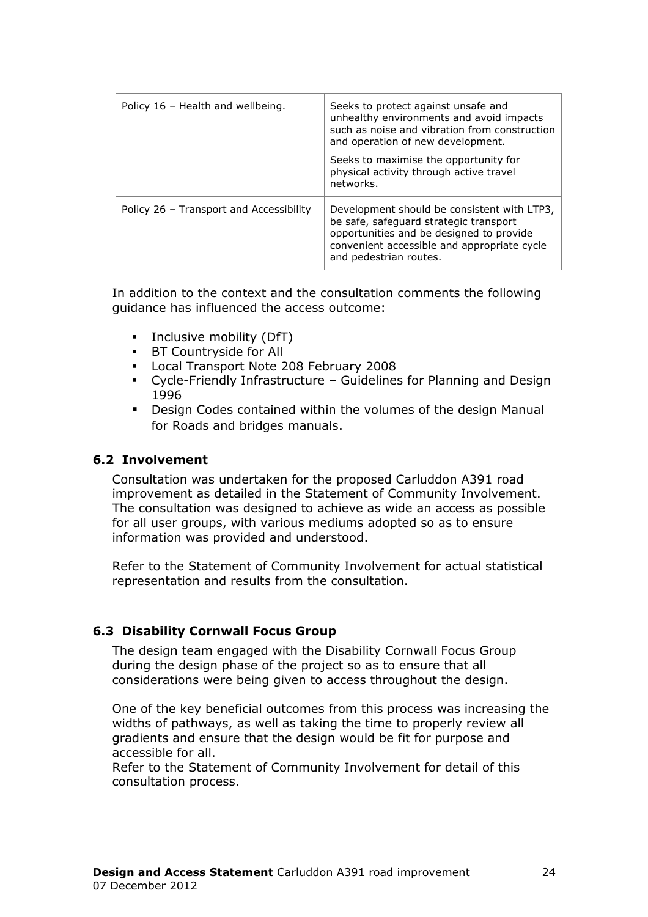| | |
|---|---|
| Policy 16 – Health and wellbeing. | Seeks to protect against unsafe and unhealthy environments and avoid impacts such as noise and vibration from construction and operation of new development.<br><br>Seeks to maximise the opportunity for physical activity through active travel networks. |
| Policy 26 – Transport and Accessibility | Development should be consistent with LTP3, be safe, safeguard strategic transport opportunities and be designed to provide convenient accessible and appropriate cycle and pedestrian routes. |

In addition to the context and the consultation comments the following guidance has influenced the access outcome:

- Inclusive mobility (DfT)
- BT Countryside for All
- Local Transport Note 208 February 2008
- Cycle-Friendly Infrastructure – Guidelines for Planning and Design 1996
- Design Codes contained within the volumes of the design Manual for Roads and bridges manuals.

### 6.2 Involvement

Consultation was undertaken for the proposed Carluddon A391 road improvement as detailed in the Statement of Community Involvement. The consultation was designed to achieve as wide an access as possible for all user groups, with various mediums adopted so as to ensure information was provided and understood.

Refer to the Statement of Community Involvement for actual statistical representation and results from the consultation.

### 6.3 Disability Cornwall Focus Group

The design team engaged with the Disability Cornwall Focus Group during the design phase of the project so as to ensure that all considerations were being given to access throughout the design.

One of the key beneficial outcomes from this process was increasing the widths of pathways, as well as taking the time to properly review all gradients and ensure that the design would be fit for purpose and accessible for all.
Refer to the Statement of Community Involvement for detail of this consultation process.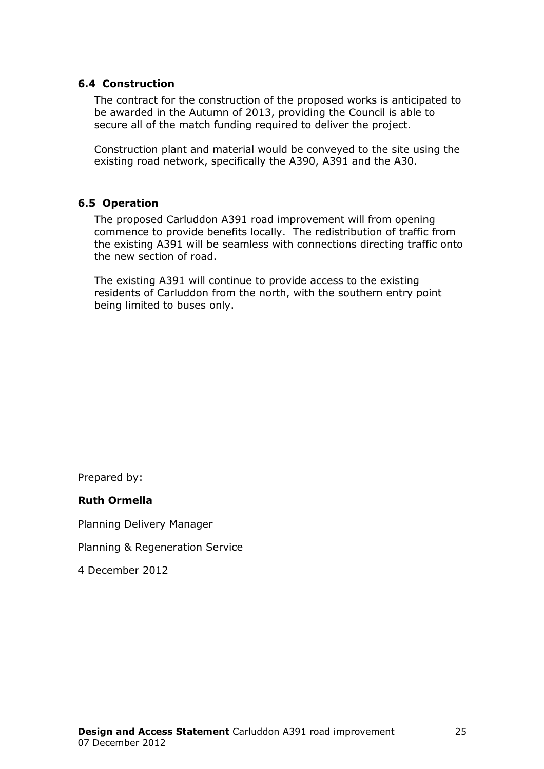### 6.4 Construction

The contract for the construction of the proposed works is anticipated to be awarded in the Autumn of 2013, providing the Council is able to secure all of the match funding required to deliver the project.

Construction plant and material would be conveyed to the site using the existing road network, specifically the A390, A391 and the A30.

### 6.5 Operation

The proposed Carluddon A391 road improvement will from opening commence to provide benefits locally. The redistribution of traffic from the existing A391 will be seamless with connections directing traffic onto the new section of road.

The existing A391 will continue to provide access to the existing residents of Carluddon from the north, with the southern entry point being limited to buses only.

Prepared by:

**Ruth Ormella**

Planning Delivery Manager

Planning & Regeneration Service

4 December 2012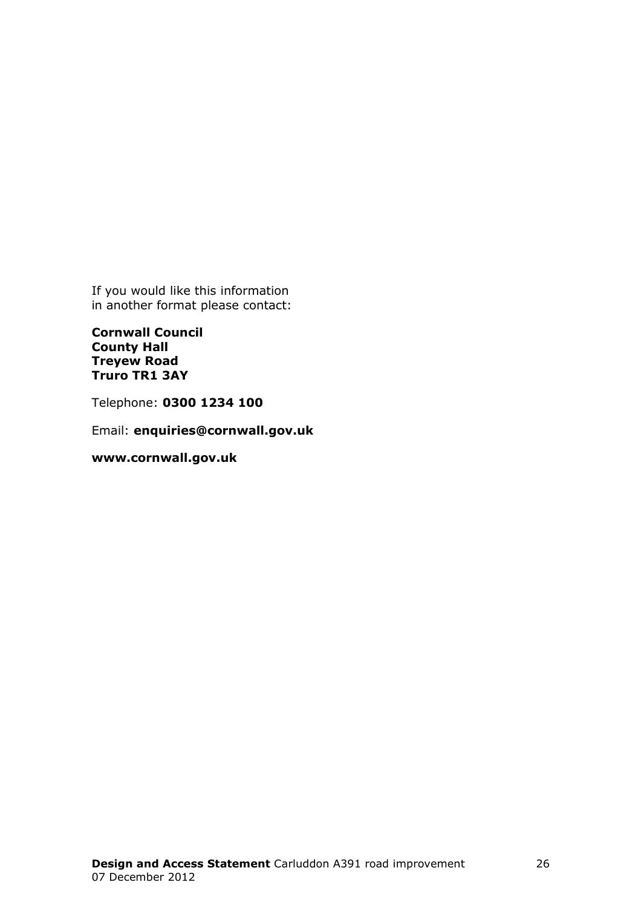If you would like this information
in another format please contact:

**Cornwall Council**
**County Hall**
**Treyew Road**
**Truro TR1 3AY**

Telephone: **0300 1234 100**

Email: **enquiries@cornwall.gov.uk**

**www.cornwall.gov.uk**